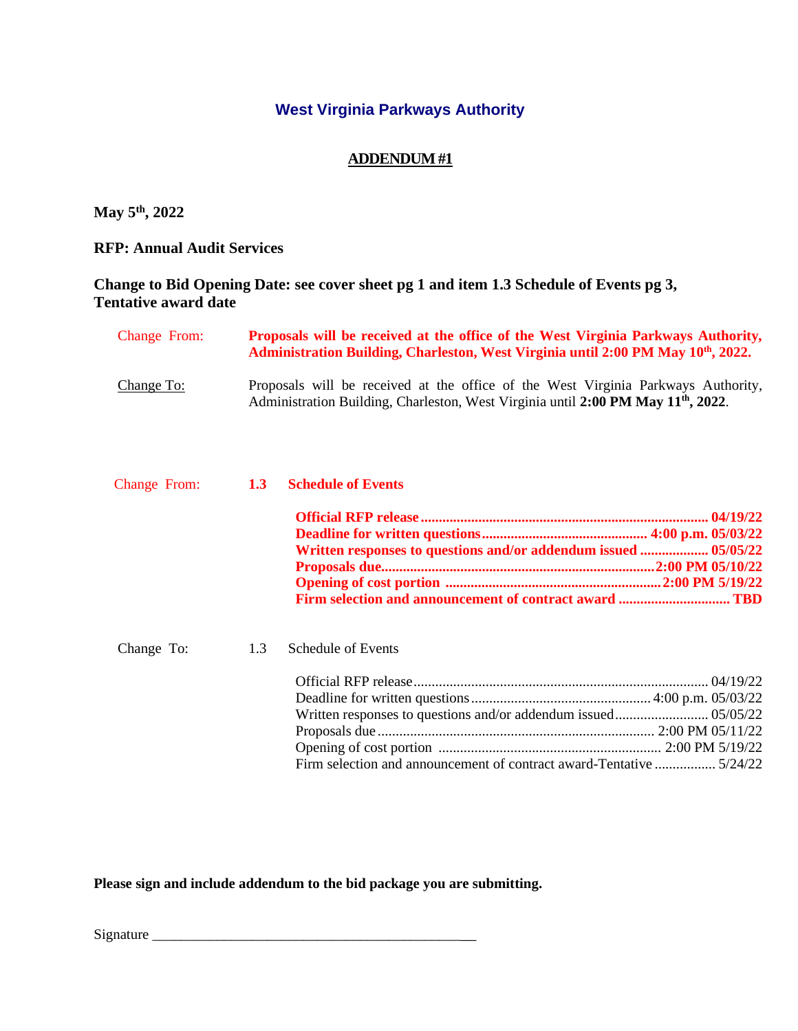## West Virginia Parkways Authority

### ADDENDUM #1

**May 5th, 2022**

**RFP: Annual Audit Services**

**Change to Bid Opening Date: see cover sheet pg 1 and item 1.3 Schedule of Events pg 3, Tentative award date**

Change From: **Proposals will be received at the office of the West Virginia Parkways Authority, Administration Building, Charleston, West Virginia until 2:00 PM May 10th, 2022.**

Change To: Proposals will be received at the office of the West Virginia Parkways Authority, Administration Building, Charleston, West Virginia until **2:00 PM May 11th, 2022**.

Change From: **1.3 Schedule of Events**

**Official RFP release ........................................ 04/19/22**
**Deadline for written questions ........................................ 4:00 p.m. 05/03/22**
**Written responses to questions and/or addendum issued ........................................ 05/05/22**
**Proposals due ........................................ 2:00 PM 05/10/22**
**Opening of cost portion ........................................ 2:00 PM 5/19/22**
**Firm selection and announcement of contract award ........................................ TBD**

Change To: 1.3 Schedule of Events

Official RFP release ........................................ 04/19/22
Deadline for written questions ........................................ 4:00 p.m. 05/03/22
Written responses to questions and/or addendum issued ........................................ 05/05/22
Proposals due ........................................ 2:00 PM 05/11/22
Opening of cost portion ........................................ 2:00 PM 5/19/22
Firm selection and announcement of contract award-Tentative ........................................ 5/24/22

**Please sign and include addendum to the bid package you are submitting.**

Signature _____________________________________________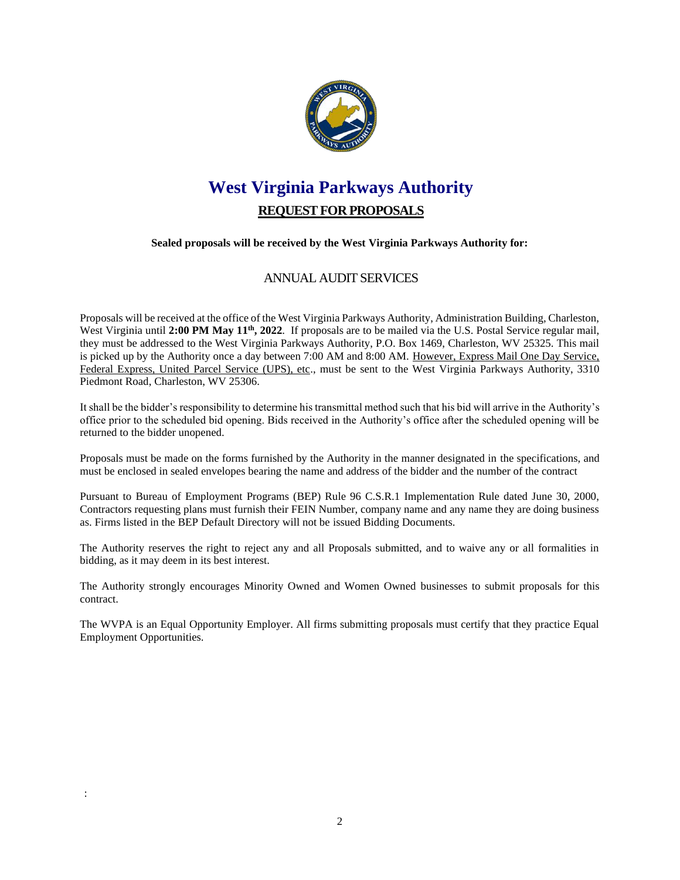# West Virginia Parkways Authority

## REQUEST FOR PROPOSALS

**Sealed proposals will be received by the West Virginia Parkways Authority for:**

ANNUAL AUDIT SERVICES

Proposals will be received at the office of the West Virginia Parkways Authority, Administration Building, Charleston, West Virginia until **2:00 PM May 11th, 2022**. If proposals are to be mailed via the U.S. Postal Service regular mail, they must be addressed to the West Virginia Parkways Authority, P.O. Box 1469, Charleston, WV 25325. This mail is picked up by the Authority once a day between 7:00 AM and 8:00 AM. However, Express Mail One Day Service, Federal Express, United Parcel Service (UPS), etc., must be sent to the West Virginia Parkways Authority, 3310 Piedmont Road, Charleston, WV 25306.

It shall be the bidder's responsibility to determine his transmittal method such that his bid will arrive in the Authority's office prior to the scheduled bid opening. Bids received in the Authority's office after the scheduled opening will be returned to the bidder unopened.

Proposals must be made on the forms furnished by the Authority in the manner designated in the specifications, and must be enclosed in sealed envelopes bearing the name and address of the bidder and the number of the contract

Pursuant to Bureau of Employment Programs (BEP) Rule 96 C.S.R.1 Implementation Rule dated June 30, 2000, Contractors requesting plans must furnish their FEIN Number, company name and any name they are doing business as. Firms listed in the BEP Default Directory will not be issued Bidding Documents.

The Authority reserves the right to reject any and all Proposals submitted, and to waive any or all formalities in bidding, as it may deem in its best interest.

The Authority strongly encourages Minority Owned and Women Owned businesses to submit proposals for this contract.

The WVPA is an Equal Opportunity Employer. All firms submitting proposals must certify that they practice Equal Employment Opportunities.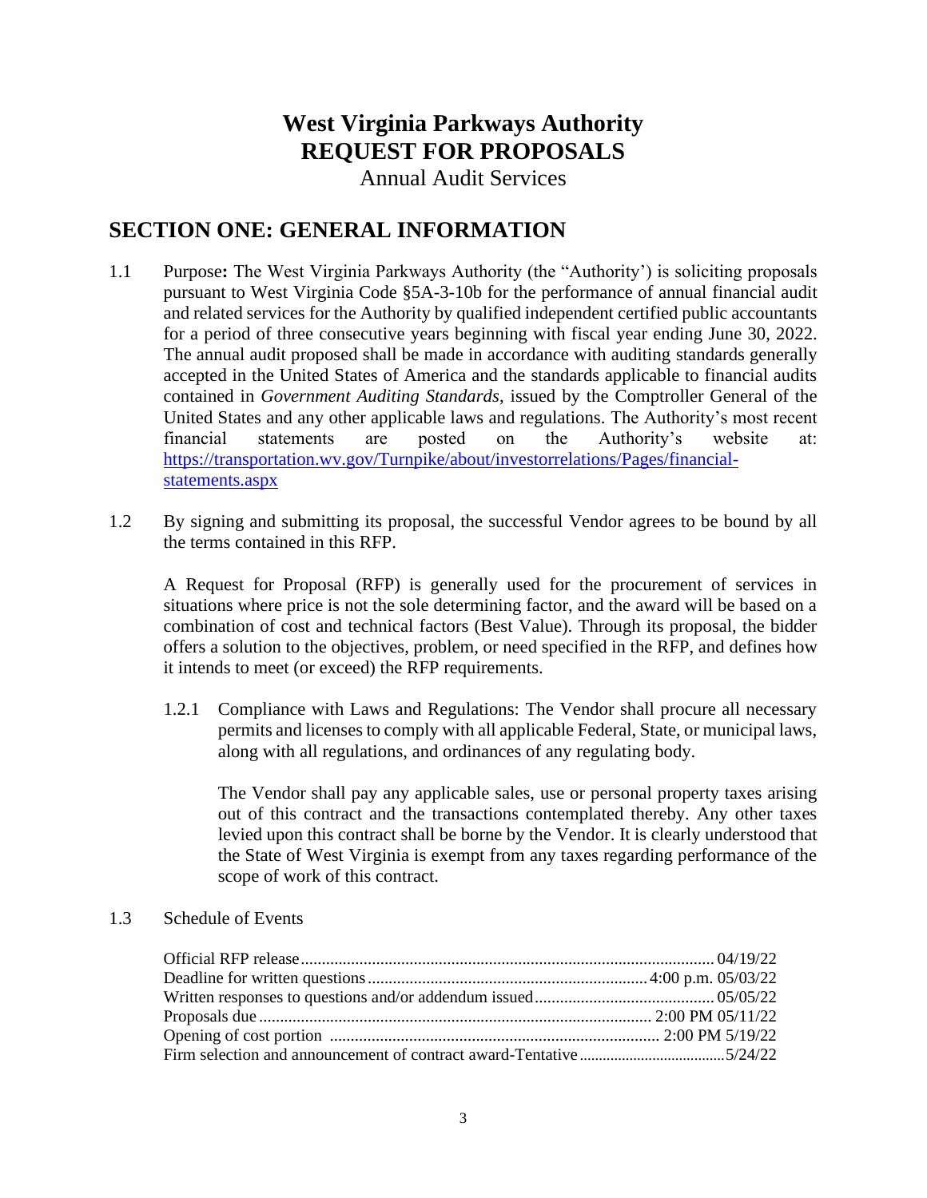# West Virginia Parkways Authority
# REQUEST FOR PROPOSALS

Annual Audit Services

## SECTION ONE: GENERAL INFORMATION

1.1 Purpose**:** The West Virginia Parkways Authority (the "Authority') is soliciting proposals pursuant to West Virginia Code §5A-3-10b for the performance of annual financial audit and related services for the Authority by qualified independent certified public accountants for a period of three consecutive years beginning with fiscal year ending June 30, 2022. The annual audit proposed shall be made in accordance with auditing standards generally accepted in the United States of America and the standards applicable to financial audits contained in *Government Auditing Standards*, issued by the Comptroller General of the United States and any other applicable laws and regulations. The Authority's most recent financial statements are posted on the Authority's website at: https://transportation.wv.gov/Turnpike/about/investorrelations/Pages/financial-statements.aspx

1.2 By signing and submitting its proposal, the successful Vendor agrees to be bound by all the terms contained in this RFP.

A Request for Proposal (RFP) is generally used for the procurement of services in situations where price is not the sole determining factor, and the award will be based on a combination of cost and technical factors (Best Value). Through its proposal, the bidder offers a solution to the objectives, problem, or need specified in the RFP, and defines how it intends to meet (or exceed) the RFP requirements.

1.2.1 Compliance with Laws and Regulations: The Vendor shall procure all necessary permits and licenses to comply with all applicable Federal, State, or municipal laws, along with all regulations, and ordinances of any regulating body.

The Vendor shall pay any applicable sales, use or personal property taxes arising out of this contract and the transactions contemplated thereby. Any other taxes levied upon this contract shall be borne by the Vendor. It is clearly understood that the State of West Virginia is exempt from any taxes regarding performance of the scope of work of this contract.

1.3 Schedule of Events

Official RFP release .......... 04/19/22
Deadline for written questions .......... 4:00 p.m. 05/03/22
Written responses to questions and/or addendum issued .......... 05/05/22
Proposals due .......... 2:00 PM 05/11/22
Opening of cost portion .......... 2:00 PM 5/19/22
Firm selection and announcement of contract award-Tentative .......... 5/24/22